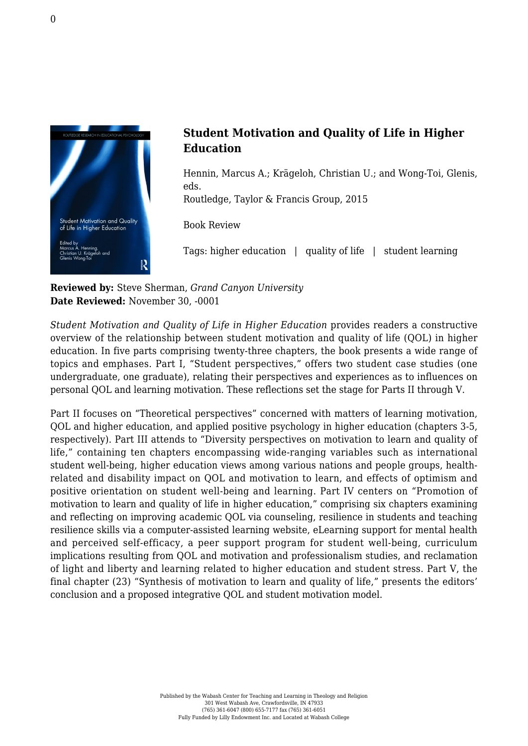# Student Motivation and Quality of Life in Higher Education

Hennin, Marcus A.; Krägeloh, Christian U.; and Wong-Toi, Glenis, eds.
Routledge, Taylor & Francis Group, 2015

Book Review

Tags: higher education | quality of life | student learning

**Reviewed by:** Steve Sherman, *Grand Canyon University*
**Date Reviewed:** November 30, -0001

*Student Motivation and Quality of Life in Higher Education* provides readers a constructive overview of the relationship between student motivation and quality of life (QOL) in higher education. In five parts comprising twenty-three chapters, the book presents a wide range of topics and emphases. Part I, "Student perspectives," offers two student case studies (one undergraduate, one graduate), relating their perspectives and experiences as to influences on personal QOL and learning motivation. These reflections set the stage for Parts II through V.

Part II focuses on "Theoretical perspectives" concerned with matters of learning motivation, QOL and higher education, and applied positive psychology in higher education (chapters 3-5, respectively). Part III attends to "Diversity perspectives on motivation to learn and quality of life," containing ten chapters encompassing wide-ranging variables such as international student well-being, higher education views among various nations and people groups, health-related and disability impact on QOL and motivation to learn, and effects of optimism and positive orientation on student well-being and learning. Part IV centers on "Promotion of motivation to learn and quality of life in higher education," comprising six chapters examining and reflecting on improving academic QOL via counseling, resilience in students and teaching resilience skills via a computer-assisted learning website, eLearning support for mental health and perceived self-efficacy, a peer support program for student well-being, curriculum implications resulting from QOL and motivation and professionalism studies, and reclamation of light and liberty and learning related to higher education and student stress. Part V, the final chapter (23) "Synthesis of motivation to learn and quality of life," presents the editors' conclusion and a proposed integrative QOL and student motivation model.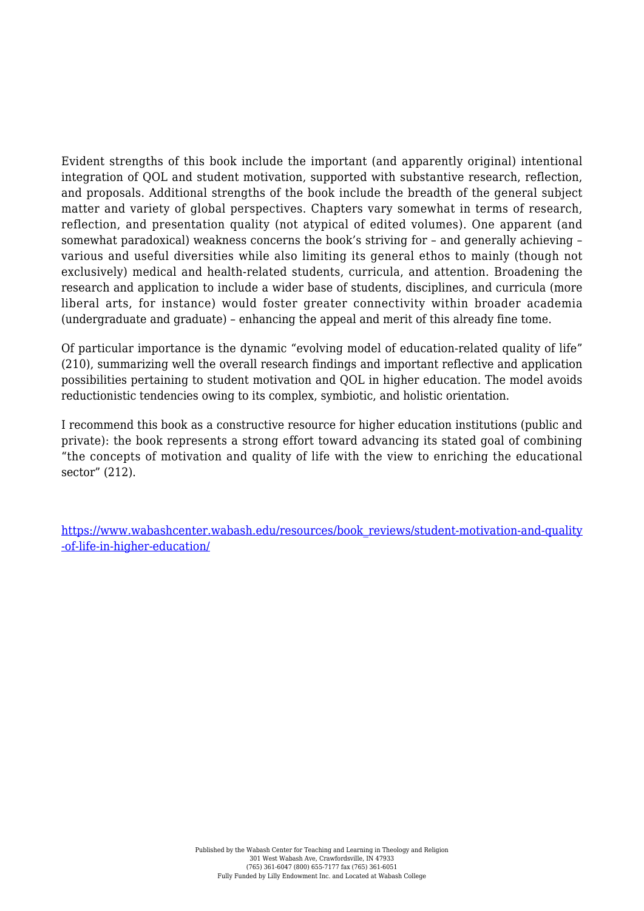Evident strengths of this book include the important (and apparently original) intentional integration of QOL and student motivation, supported with substantive research, reflection, and proposals. Additional strengths of the book include the breadth of the general subject matter and variety of global perspectives. Chapters vary somewhat in terms of research, reflection, and presentation quality (not atypical of edited volumes). One apparent (and somewhat paradoxical) weakness concerns the book's striving for – and generally achieving – various and useful diversities while also limiting its general ethos to mainly (though not exclusively) medical and health-related students, curricula, and attention. Broadening the research and application to include a wider base of students, disciplines, and curricula (more liberal arts, for instance) would foster greater connectivity within broader academia (undergraduate and graduate) – enhancing the appeal and merit of this already fine tome.

Of particular importance is the dynamic "evolving model of education-related quality of life" (210), summarizing well the overall research findings and important reflective and application possibilities pertaining to student motivation and QOL in higher education. The model avoids reductionistic tendencies owing to its complex, symbiotic, and holistic orientation.

I recommend this book as a constructive resource for higher education institutions (public and private): the book represents a strong effort toward advancing its stated goal of combining "the concepts of motivation and quality of life with the view to enriching the educational sector" (212).

https://www.wabashcenter.wabash.edu/resources/book_reviews/student-motivation-and-quality-of-life-in-higher-education/

Published by the Wabash Center for Teaching and Learning in Theology and Religion
301 West Wabash Ave, Crawfordsville, IN 47933
(765) 361-6047 (800) 655-7177 fax (765) 361-6051
Fully Funded by Lilly Endowment Inc. and Located at Wabash College